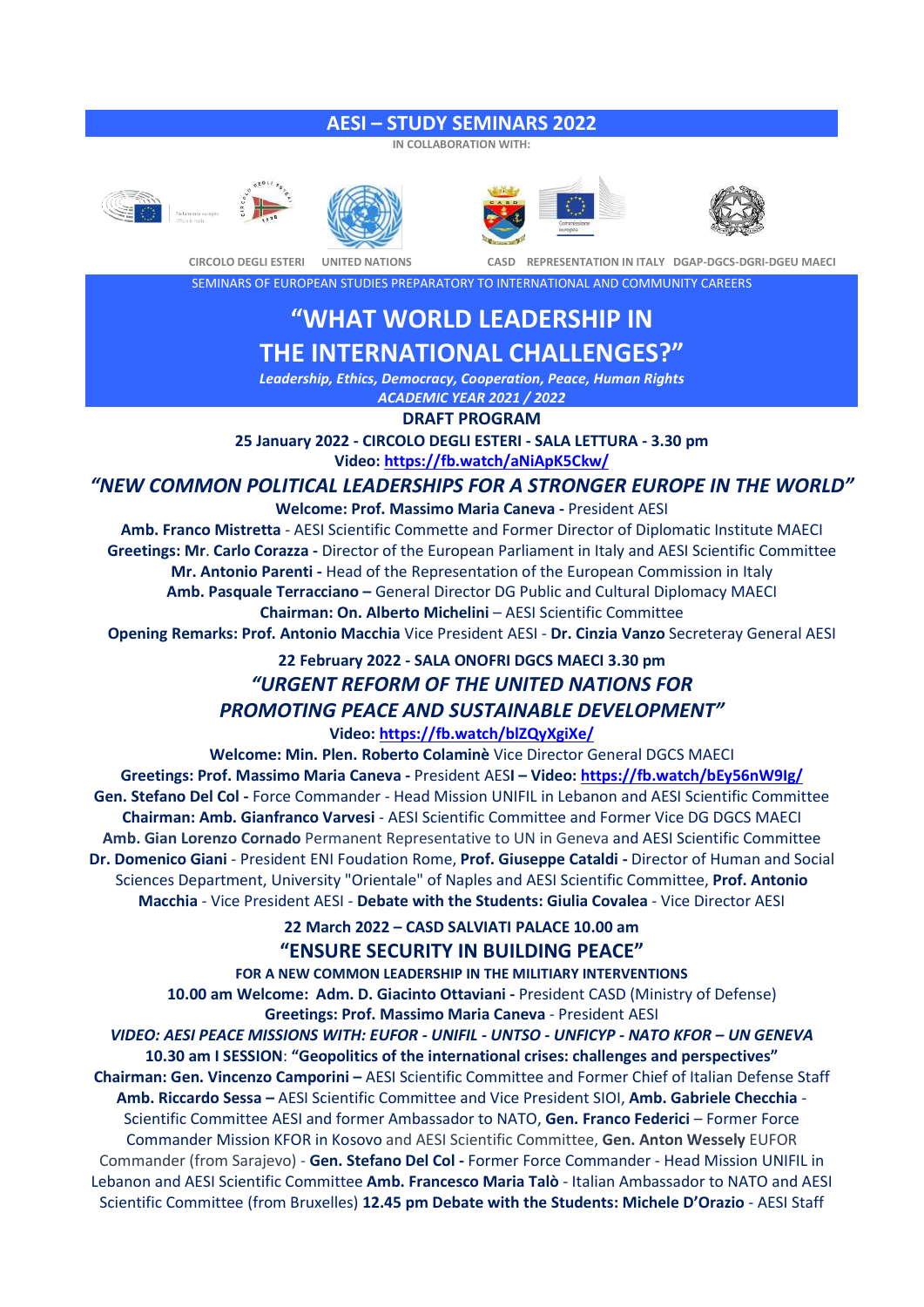# AESI – STUDY SEMINARS 2022

IN COLLABORATION WITH:

CIRCOLO DEGLI ESTERI UNITED NATIONS CASD REPRESENTATION IN ITALY DGAP-DGCS-DGRI-DGEU MAECI

SEMINARS OF EUROPEAN STUDIES PREPARATORY TO INTERNATIONAL AND COMMUNITY CAREERS

## "WHAT WORLD LEADERSHIP IN THE INTERNATIONAL CHALLENGES?"

*Leadership, Ethics, Democracy, Cooperation, Peace, Human Rights*

*ACADEMIC YEAR 2021 / 2022*

**DRAFT PROGRAM**

**25 January 2022 - CIRCOLO DEGLI ESTERI - SALA LETTURA - 3.30 pm**

**Video: https://fb.watch/aNiApK5Ckw/**

### *"NEW COMMON POLITICAL LEADERSHIPS FOR A STRONGER EUROPE IN THE WORLD"*

**Welcome: Prof. Massimo Maria Caneva -** President AESI

**Amb. Franco Mistretta** - AESI Scientific Commette and Former Director of Diplomatic Institute MAECI

**Greetings: Mr**. **Carlo Corazza -** Director of the European Parliament in Italy and AESI Scientific Committee

**Mr. Antonio Parenti -** Head of the Representation of the European Commission in Italy

**Amb. Pasquale Terracciano –** General Director DG Public and Cultural Diplomacy MAECI

**Chairman: On. Alberto Michelini** – AESI Scientific Committee

**Opening Remarks: Prof. Antonio Macchia** Vice President AESI - **Dr. Cinzia Vanzo** Secreteray General AESI

**22 February 2022 - SALA ONOFRI DGCS MAECI 3.30 pm**

### *"URGENT REFORM OF THE UNITED NATIONS FOR PROMOTING PEACE AND SUSTAINABLE DEVELOPMENT"*

**Video: https://fb.watch/bIZQyXgiXe/**

**Welcome: Min. Plen. Roberto Colaminè** Vice Director General DGCS MAECI

**Greetings: Prof. Massimo Maria Caneva -** President AESI **– Video: https://fb.watch/bEy56nW9Ig/**

**Gen. Stefano Del Col -** Force Commander - Head Mission UNIFIL in Lebanon and AESI Scientific Committee

**Chairman: Amb. Gianfranco Varvesi** - AESI Scientific Committee and Former Vice DG DGCS MAECI

**Amb. Gian Lorenzo Cornado** Permanent Representative to UN in Geneva and AESI Scientific Committee

**Dr. Domenico Giani** - President ENI Foudation Rome, **Prof. Giuseppe Cataldi -** Director of Human and Social Sciences Department, University "Orientale" of Naples and AESI Scientific Committee, **Prof. Antonio Macchia** - Vice President AESI - **Debate with the Students: Giulia Covalea** - Vice Director AESI

**22 March 2022 – CASD SALVIATI PALACE 10.00 am**

### "ENSURE SECURITY IN BUILDING PEACE"

**FOR A NEW COMMON LEADERSHIP IN THE MILITIARY INTERVENTIONS**

**10.00 am Welcome: Adm. D. Giacinto Ottaviani -** President CASD (Ministry of Defense)

**Greetings: Prof. Massimo Maria Caneva** - President AESI

***VIDEO: AESI PEACE MISSIONS WITH: EUFOR - UNIFIL - UNTSO - UNFICYP - NATO KFOR – UN GENEVA***

**10.30 am I SESSION**: **"Geopolitics of the international crises: challenges and perspectives"**

**Chairman: Gen. Vincenzo Camporini –** AESI Scientific Committee and Former Chief of Italian Defense Staff

**Amb. Riccardo Sessa –** AESI Scientific Committee and Vice President SIOI, **Amb. Gabriele Checchia** - Scientific Committee AESI and former Ambassador to NATO, **Gen. Franco Federici** – Former Force Commander Mission KFOR in Kosovo and AESI Scientific Committee, **Gen. Anton Wessely** EUFOR Commander (from Sarajevo) - **Gen. Stefano Del Col -** Former Force Commander - Head Mission UNIFIL in Lebanon and AESI Scientific Committee **Amb. Francesco Maria Talò** - Italian Ambassador to NATO and AESI Scientific Committee (from Bruxelles) **12.45 pm Debate with the Students: Michele D'Orazio** - AESI Staff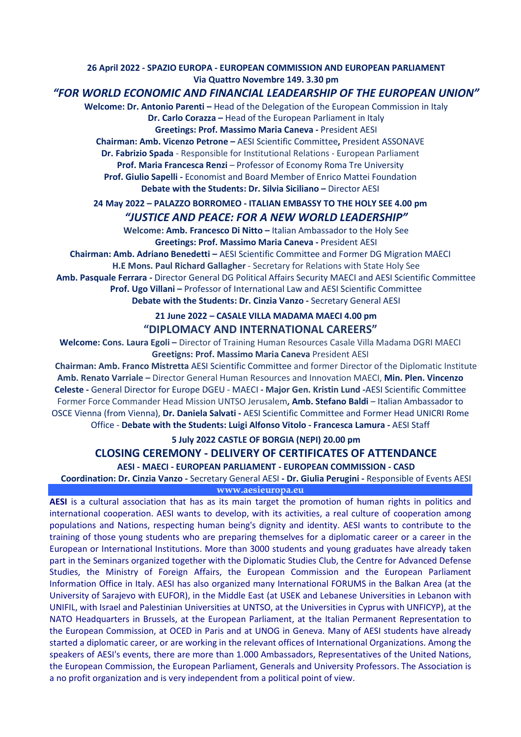**26 April 2022 - SPAZIO EUROPA - EUROPEAN COMMISSION AND EUROPEAN PARLIAMENT**
**Via Quattro Novembre 149. 3.30 pm**

***"FOR WORLD ECONOMIC AND FINANCIAL LEADEARSHIP OF THE EUROPEAN UNION"***

**Welcome: Dr. Antonio Parenti –** Head of the Delegation of the European Commission in Italy
**Dr. Carlo Corazza –** Head of the European Parliament in Italy
**Greetings: Prof. Massimo Maria Caneva -** President AESI
**Chairman: Amb. Vicenzo Petrone –** AESI Scientific Committee**,** President ASSONAVE
**Dr. Fabrizio Spada** - Responsible for Institutional Relations - European Parliament
**Prof. Maria Francesca Renzi** – Professor of Economy Roma Tre University
**Prof. Giulio Sapelli -** Economist and Board Member of Enrico Mattei Foundation
**Debate with the Students: Dr. Silvia Siciliano –** Director AESI

**24 May 2022 – PALAZZO BORROMEO - ITALIAN EMBASSY TO THE HOLY SEE 4.00 pm**

***"JUSTICE AND PEACE: FOR A NEW WORLD LEADERSHIP"***

**Welcome: Amb. Francesco Di Nitto –** Italian Ambassador to the Holy See
**Greetings: Prof. Massimo Maria Caneva -** President AESI
**Chairman: Amb. Adriano Benedetti –** AESI Scientific Committee and Former DG Migration MAECI
**H.E Mons. Paul Richard Gallagher** - Secretary for Relations with State Holy See
**Amb. Pasquale Ferrara -** Director General DG Political Affairs Security MAECI and AESI Scientific Committee
**Prof. Ugo Villani –** Professor of International Law and AESI Scientific Committee
**Debate with the Students: Dr. Cinzia Vanzo -** Secretary General AESI

**21 June 2022 – CASALE VILLA MADAMA MAECI 4.00 pm**

**"DIPLOMACY AND INTERNATIONAL CAREERS"**

**Welcome: Cons. Laura Egoli –** Director of Training Human Resources Casale Villa Madama DGRI MAECI
**Greetigns: Prof. Massimo Maria Caneva** President AESI
**Chairman: Amb. Franco Mistretta** AESI Scientific Committee and former Director of the Diplomatic Institute
**Amb. Renato Varriale –** Director General Human Resources and Innovation MAECI, **Min. Plen. Vincenzo Celeste -** General Director for Europe DGEU - MAECI **- Major Gen. Kristin Lund -**AESI Scientific Committee Former Force Commander Head Mission UNTSO Jerusalem**, Amb. Stefano Baldi** – Italian Ambassador to OSCE Vienna (from Vienna), **Dr. Daniela Salvati -** AESI Scientific Committee and Former Head UNICRI Rome Office - **Debate with the Students: Luigi Alfonso Vitolo - Francesca Lamura -** AESI Staff

**5 July 2022 CASTLE OF BORGIA (NEPI) 20.00 pm**

**CLOSING CEREMONY - DELIVERY OF CERTIFICATES OF ATTENDANCE**

**AESI - MAECI - EUROPEAN PARLIAMENT - EUROPEAN COMMISSION - CASD**

**Coordination: Dr. Cinzia Vanzo -** Secretary General AESI **- Dr. Giulia Perugini -** Responsible of Events AESI

**www.aesieuropa.eu**

**AESI** is a cultural association that has as its main target the promotion of human rights in politics and international cooperation. AESI wants to develop, with its activities, a real culture of cooperation among populations and Nations, respecting human being's dignity and identity. AESI wants to contribute to the training of those young students who are preparing themselves for a diplomatic career or a career in the European or International Institutions. More than 3000 students and young graduates have already taken part in the Seminars organized together with the Diplomatic Studies Club, the Centre for Advanced Defense Studies, the Ministry of Foreign Affairs, the European Commission and the European Parliament Information Office in Italy. AESI has also organized many International FORUMS in the Balkan Area (at the University of Sarajevo with EUFOR), in the Middle East (at USEK and Lebanese Universities in Lebanon with UNIFIL, with Israel and Palestinian Universities at UNTSO, at the Universities in Cyprus with UNFICYP), at the NATO Headquarters in Brussels, at the European Parliament, at the Italian Permanent Representation to the European Commission, at OCED in Paris and at UNOG in Geneva. Many of AESI students have already started a diplomatic career, or are working in the relevant offices of International Organizations. Among the speakers of AESI's events, there are more than 1.000 Ambassadors, Representatives of the United Nations, the European Commission, the European Parliament, Generals and University Professors. The Association is a no profit organization and is very independent from a political point of view.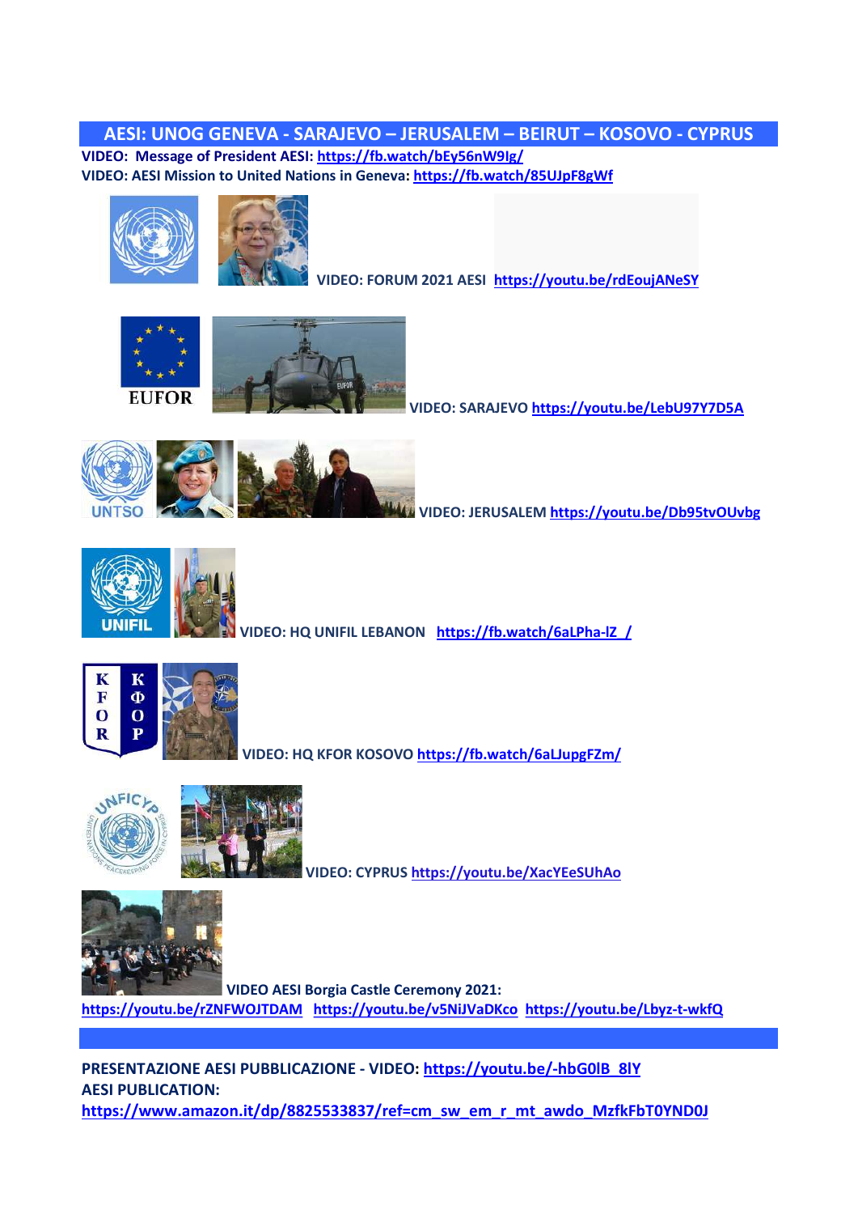## AESI: UNOG GENEVA - SARAJEVO – JERUSALEM – BEIRUT – KOSOVO - CYPRUS

**VIDEO: Message of President AESI: https://fb.watch/bEy56nW9Ig/**
**VIDEO: AESI Mission to United Nations in Geneva: https://fb.watch/85UJpF8gWf**

**VIDEO: FORUM 2021 AESI https://youtu.be/rdEoujANeSY**

**VIDEO: SARAJEVO https://youtu.be/LebU97Y7D5A**

**VIDEO: JERUSALEM https://youtu.be/Db95tvOUvbg**

**VIDEO: HQ UNIFIL LEBANON https://fb.watch/6aLPha-lZ_/**

**VIDEO: HQ KFOR KOSOVO https://fb.watch/6aLJupgFZm/**

**VIDEO: CYPRUS https://youtu.be/XacYEeSUhAo**

**VIDEO AESI Borgia Castle Ceremony 2021:**
**https://youtu.be/rZNFWOJTDAM https://youtu.be/v5NiJVaDKco https://youtu.be/Lbyz-t-wkfQ**

**PRESENTAZIONE AESI PUBBLICAZIONE - VIDEO: https://youtu.be/-hbG0lB_8lY**
**AESI PUBLICATION:**
**https://www.amazon.it/dp/8825533837/ref=cm_sw_em_r_mt_awdo_MzfkFbT0YND0J**